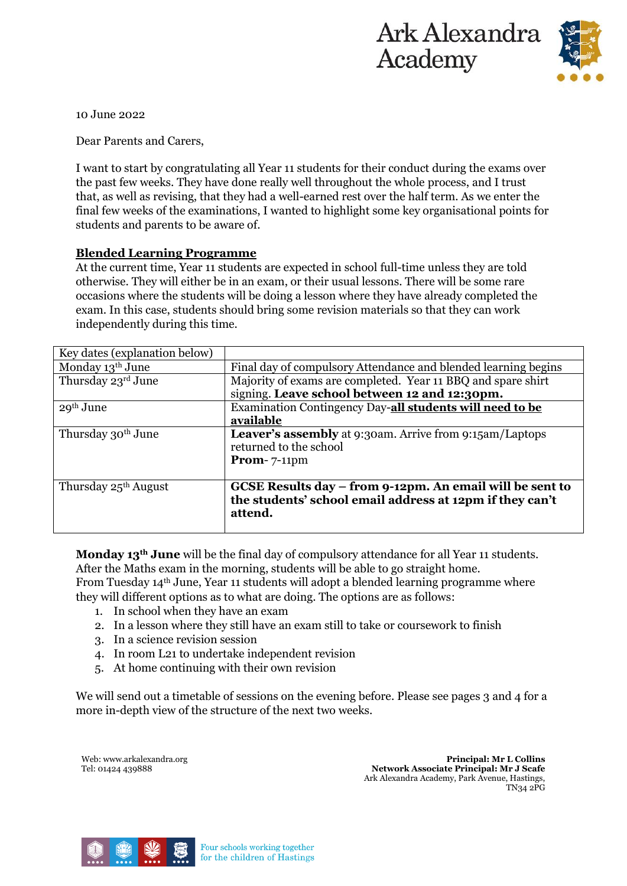Ark Alexandra Academy

10 June 2022

Dear Parents and Carers,

I want to start by congratulating all Year 11 students for their conduct during the exams over the past few weeks. They have done really well throughout the whole process, and I trust that, as well as revising, that they had a well-earned rest over the half term. As we enter the final few weeks of the examinations, I wanted to highlight some key organisational points for students and parents to be aware of.

## Blended Learning Programme

At the current time, Year 11 students are expected in school full-time unless they are told otherwise. They will either be in an exam, or their usual lessons. There will be some rare occasions where the students will be doing a lesson where they have already completed the exam. In this case, students should bring some revision materials so that they can work independently during this time.

| Key dates (explanation below) | |
|---|---|
| Monday 13th June | Final day of compulsory Attendance and blended learning begins |
| Thursday 23rd June | Majority of exams are completed. Year 11 BBQ and spare shirt signing. **Leave school between 12 and 12:30pm.** |
| 29th June | Examination Contingency Day-**all students will need to be available** |
| Thursday 30th June | **Leaver's assembly** at 9:30am. Arrive from 9:15am/Laptops returned to the school<br>**Prom**- 7-11pm |
| Thursday 25th August | **GCSE Results day – from 9-12pm. An email will be sent to the students' school email address at 12pm if they can't attend.** |

**Monday 13th June** will be the final day of compulsory attendance for all Year 11 students. After the Maths exam in the morning, students will be able to go straight home.
From Tuesday 14th June, Year 11 students will adopt a blended learning programme where they will different options as to what are doing. The options are as follows:

1. In school when they have an exam
2. In a lesson where they still have an exam still to take or coursework to finish
3. In a science revision session
4. In room L21 to undertake independent revision
5. At home continuing with their own revision

We will send out a timetable of sessions on the evening before. Please see pages 3 and 4 for a more in-depth view of the structure of the next two weeks.

Web: www.arkalexandra.org
Tel: 01424 439888

**Principal: Mr L Collins**
**Network Associate Principal: Mr J Scafe**
Ark Alexandra Academy, Park Avenue, Hastings, TN34 2PG

Four schools working together for the children of Hastings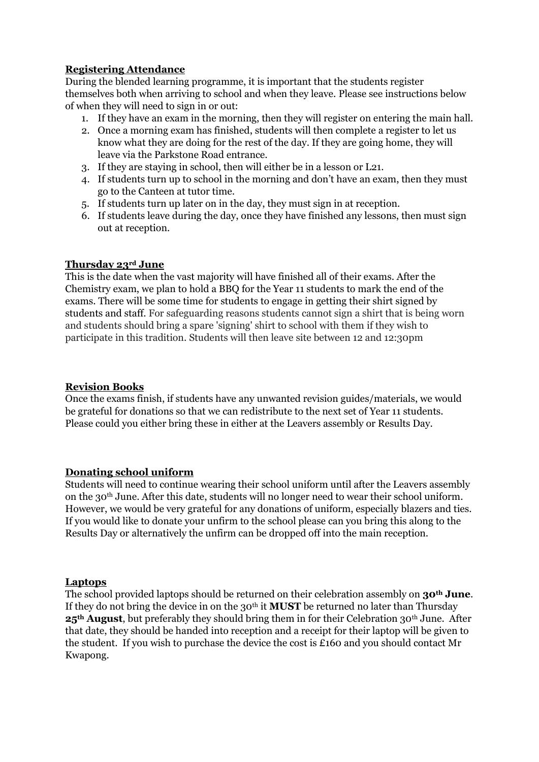**Registering Attendance**

During the blended learning programme, it is important that the students register themselves both when arriving to school and when they leave. Please see instructions below of when they will need to sign in or out:

1. If they have an exam in the morning, then they will register on entering the main hall.
2. Once a morning exam has finished, students will then complete a register to let us know what they are doing for the rest of the day. If they are going home, they will leave via the Parkstone Road entrance.
3. If they are staying in school, then will either be in a lesson or L21.
4. If students turn up to school in the morning and don't have an exam, then they must go to the Canteen at tutor time.
5. If students turn up later on in the day, they must sign in at reception.
6. If students leave during the day, once they have finished any lessons, then must sign out at reception.

**Thursday 23rd June**

This is the date when the vast majority will have finished all of their exams. After the Chemistry exam, we plan to hold a BBQ for the Year 11 students to mark the end of the exams. There will be some time for students to engage in getting their shirt signed by students and staff. For safeguarding reasons students cannot sign a shirt that is being worn and students should bring a spare 'signing' shirt to school with them if they wish to participate in this tradition. Students will then leave site between 12 and 12:30pm

**Revision Books**

Once the exams finish, if students have any unwanted revision guides/materials, we would be grateful for donations so that we can redistribute to the next set of Year 11 students. Please could you either bring these in either at the Leavers assembly or Results Day.

**Donating school uniform**

Students will need to continue wearing their school uniform until after the Leavers assembly on the 30th June. After this date, students will no longer need to wear their school uniform. However, we would be very grateful for any donations of uniform, especially blazers and ties. If you would like to donate your unfirm to the school please can you bring this along to the Results Day or alternatively the unfirm can be dropped off into the main reception.

**Laptops**

The school provided laptops should be returned on their celebration assembly on **30th June**. If they do not bring the device in on the 30th it **MUST** be returned no later than Thursday **25th August**, but preferably they should bring them in for their Celebration 30th June. After that date, they should be handed into reception and a receipt for their laptop will be given to the student. If you wish to purchase the device the cost is £160 and you should contact Mr Kwapong.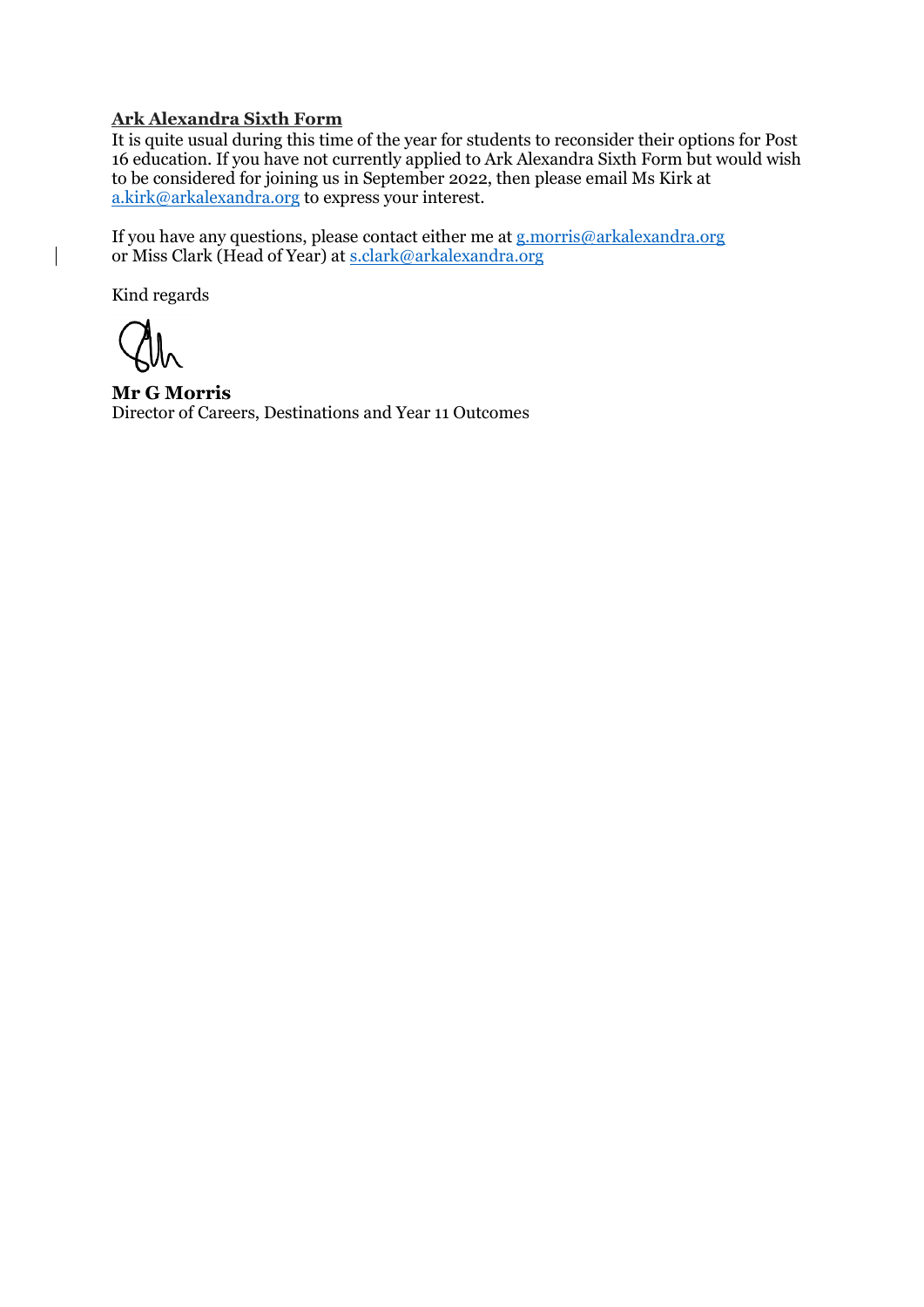**Ark Alexandra Sixth Form**

It is quite usual during this time of the year for students to reconsider their options for Post 16 education. If you have not currently applied to Ark Alexandra Sixth Form but would wish to be considered for joining us in September 2022, then please email Ms Kirk at a.kirk@arkalexandra.org to express your interest.

If you have any questions, please contact either me at g.morris@arkalexandra.org or Miss Clark (Head of Year) at s.clark@arkalexandra.org

Kind regards

**Mr G Morris**
Director of Careers, Destinations and Year 11 Outcomes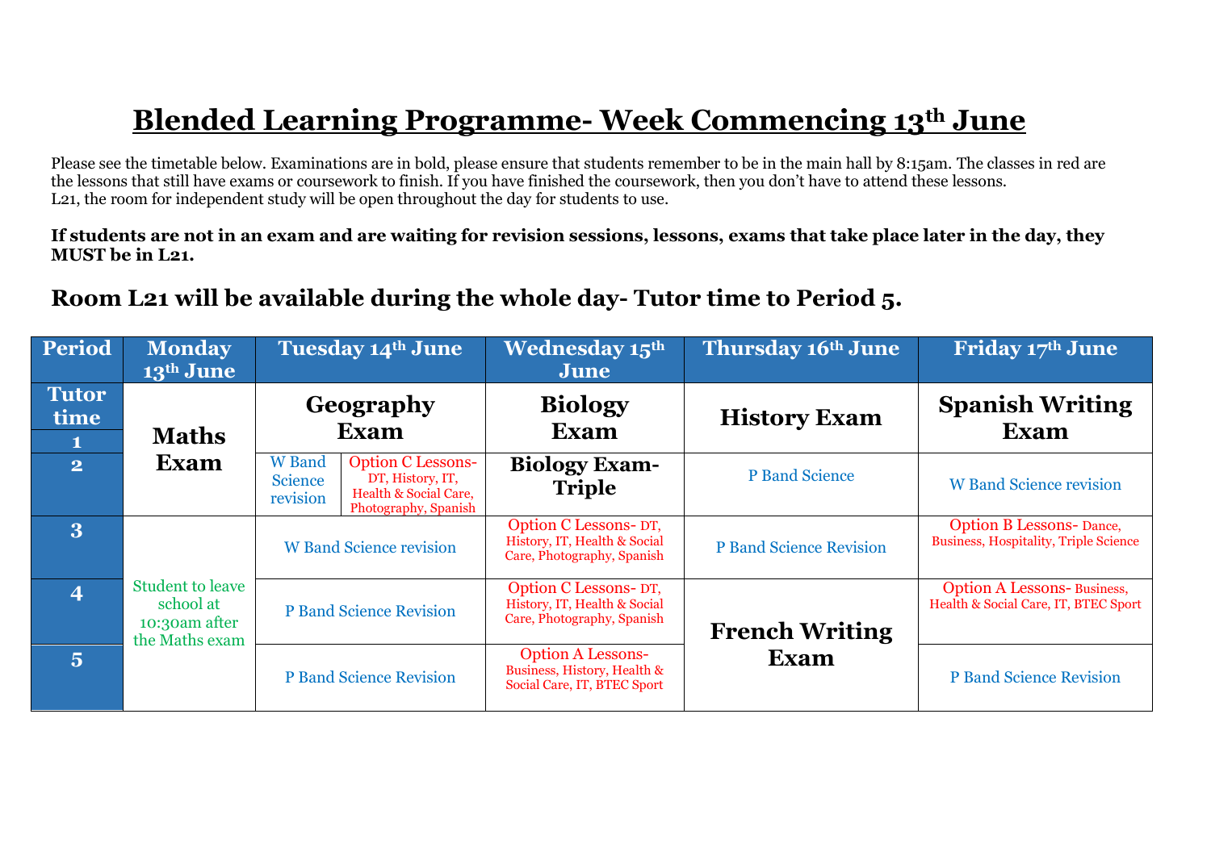# Blended Learning Programme- Week Commencing 13th June

Please see the timetable below. Examinations are in bold, please ensure that students remember to be in the main hall by 8:15am. The classes in red are the lessons that still have exams or coursework to finish. If you have finished the coursework, then you don't have to attend these lessons.
L21, the room for independent study will be open throughout the day for students to use.

**If students are not in an exam and are waiting for revision sessions, lessons, exams that take place later in the day, they MUST be in L21.**

## Room L21 will be available during the whole day- Tutor time to Period 5.

| Period | Monday 13th June | Tuesday 14th June | | Wednesday 15th June | Thursday 16th June | Friday 17th June |
|---|---|---|---|---|---|---|
| Tutor time | **Maths Exam** | **Geography Exam** | | **Biology Exam** | **History Exam** | **Spanish Writing Exam** |
| 1 | **Maths Exam** | **Geography Exam** | | **Biology Exam** | **History Exam** | **Spanish Writing Exam** |
| 2 | **Maths Exam** | W Band Science revision | Option C Lessons- DT, History, IT, Health & Social Care, Photography, Spanish | **Biology Exam- Triple** | P Band Science | W Band Science revision |
| 3 | Student to leave school at 10:30am after the Maths exam | W Band Science revision | | Option C Lessons- DT, History, IT, Health & Social Care, Photography, Spanish | P Band Science Revision | Option B Lessons- Dance, Business, Hospitality, Triple Science |
| 4 | Student to leave school at 10:30am after the Maths exam | P Band Science Revision | | Option C Lessons- DT, History, IT, Health & Social Care, Photography, Spanish | **French Writing Exam** | Option A Lessons- Business, Health & Social Care, IT, BTEC Sport |
| 5 | Student to leave school at 10:30am after the Maths exam | P Band Science Revision | | Option A Lessons- Business, History, Health & Social Care, IT, BTEC Sport | **French Writing Exam** | P Band Science Revision |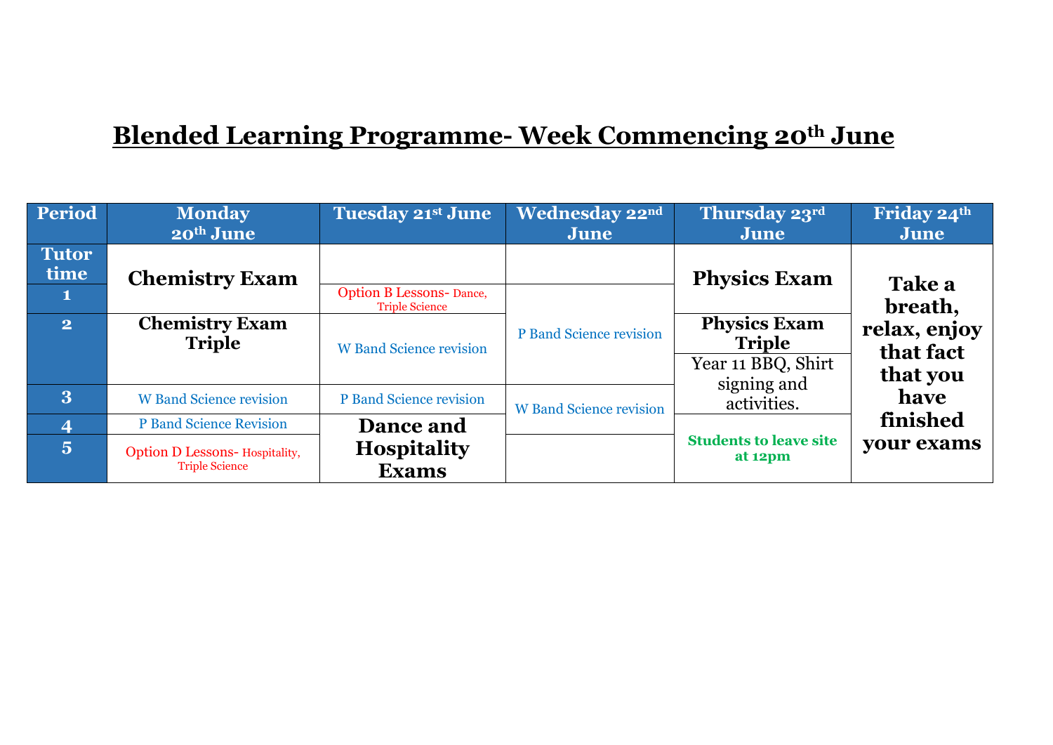# Blended Learning Programme- Week Commencing 20th June

| Period | Monday 20th June | Tuesday 21st June | Wednesday 22nd June | Thursday 23rd June | Friday 24th June |
|---|---|---|---|---|---|
| Tutor time | **Chemistry Exam** | | | **Physics Exam** | **Take a breath, relax, enjoy that fact that you have finished your exams** |
| 1 | **Chemistry Exam** | Option B Lessons- Dance, Triple Science | P Band Science revision | **Physics Exam** | |
| 2 | **Chemistry Exam Triple** | W Band Science revision | P Band Science revision | **Physics Exam Triple** / Year 11 BBQ, Shirt signing and activities. | |
| 3 | W Band Science revision | P Band Science revision | W Band Science revision | Year 11 BBQ, Shirt signing and activities. | |
| 4 | P Band Science Revision | **Dance and Hospitality Exams** | W Band Science revision | **Students to leave site at 12pm** | |
| 5 | Option D Lessons- Hospitality, Triple Science | **Dance and Hospitality Exams** | | **Students to leave site at 12pm** | |